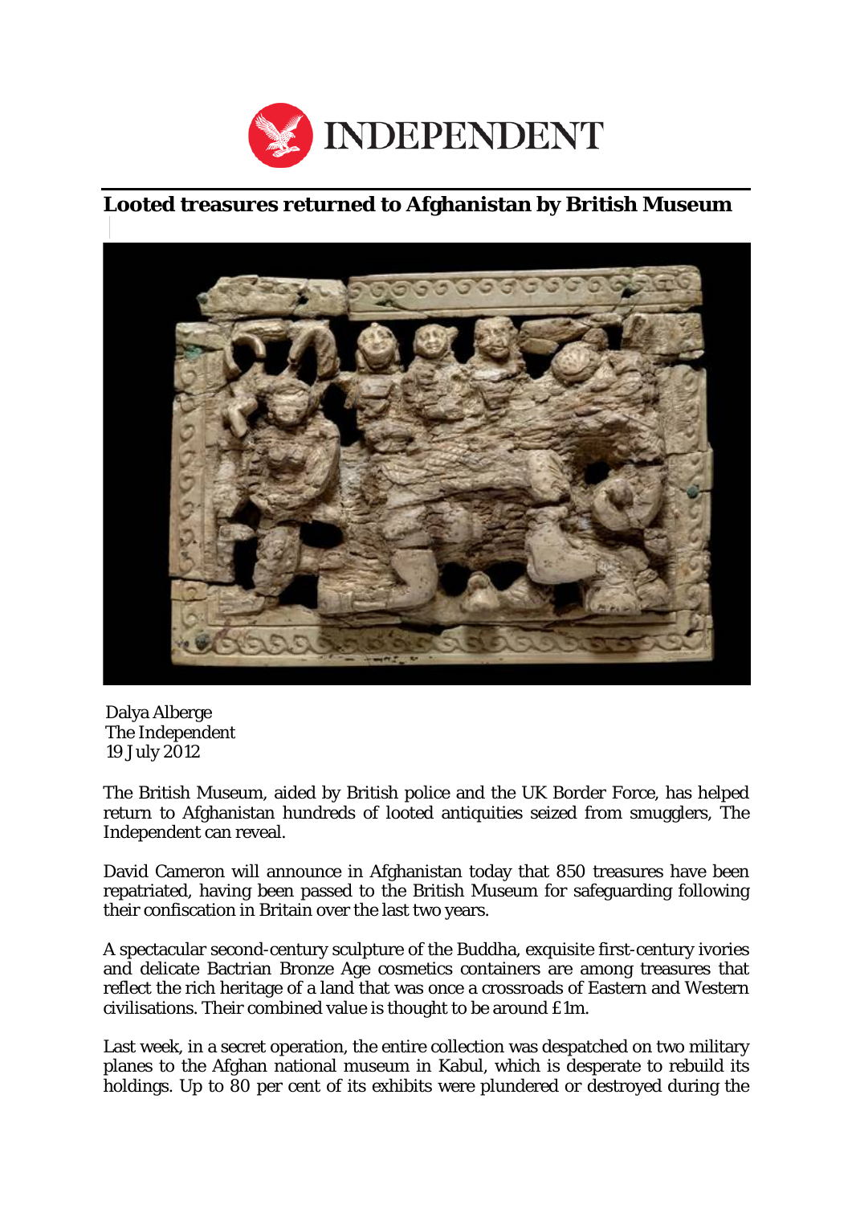INDEPENDENT

# Looted treasures returned to Afghanistan by British Museum

Dalya Alberge
The Independent
19 July 2012

The British Museum, aided by British police and the UK Border Force, has helped return to Afghanistan hundreds of looted antiquities seized from smugglers, The Independent can reveal.

David Cameron will announce in Afghanistan today that 850 treasures have been repatriated, having been passed to the British Museum for safeguarding following their confiscation in Britain over the last two years.

A spectacular second-century sculpture of the Buddha, exquisite first-century ivories and delicate Bactrian Bronze Age cosmetics containers are among treasures that reflect the rich heritage of a land that was once a crossroads of Eastern and Western civilisations. Their combined value is thought to be around £1m.

Last week, in a secret operation, the entire collection was despatched on two military planes to the Afghan national museum in Kabul, which is desperate to rebuild its holdings. Up to 80 per cent of its exhibits were plundered or destroyed during the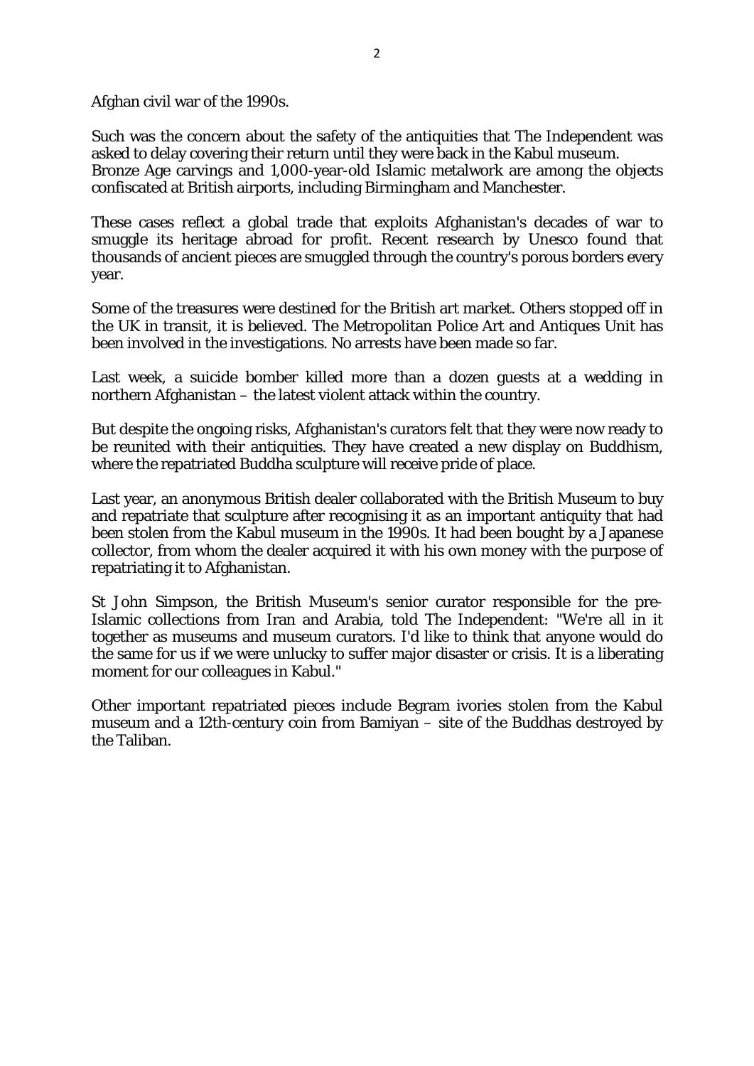Afghan civil war of the 1990s.

Such was the concern about the safety of the antiquities that The Independent was asked to delay covering their return until they were back in the Kabul museum.
Bronze Age carvings and 1,000-year-old Islamic metalwork are among the objects confiscated at British airports, including Birmingham and Manchester.

These cases reflect a global trade that exploits Afghanistan's decades of war to smuggle its heritage abroad for profit. Recent research by Unesco found that thousands of ancient pieces are smuggled through the country's porous borders every year.

Some of the treasures were destined for the British art market. Others stopped off in the UK in transit, it is believed. The Metropolitan Police Art and Antiques Unit has been involved in the investigations. No arrests have been made so far.

Last week, a suicide bomber killed more than a dozen guests at a wedding in northern Afghanistan – the latest violent attack within the country.

But despite the ongoing risks, Afghanistan's curators felt that they were now ready to be reunited with their antiquities. They have created a new display on Buddhism, where the repatriated Buddha sculpture will receive pride of place.

Last year, an anonymous British dealer collaborated with the British Museum to buy and repatriate that sculpture after recognising it as an important antiquity that had been stolen from the Kabul museum in the 1990s. It had been bought by a Japanese collector, from whom the dealer acquired it with his own money with the purpose of repatriating it to Afghanistan.

St John Simpson, the British Museum's senior curator responsible for the pre-Islamic collections from Iran and Arabia, told The Independent: "We're all in it together as museums and museum curators. I'd like to think that anyone would do the same for us if we were unlucky to suffer major disaster or crisis. It is a liberating moment for our colleagues in Kabul."

Other important repatriated pieces include Begram ivories stolen from the Kabul museum and a 12th-century coin from Bamiyan – site of the Buddhas destroyed by the Taliban.